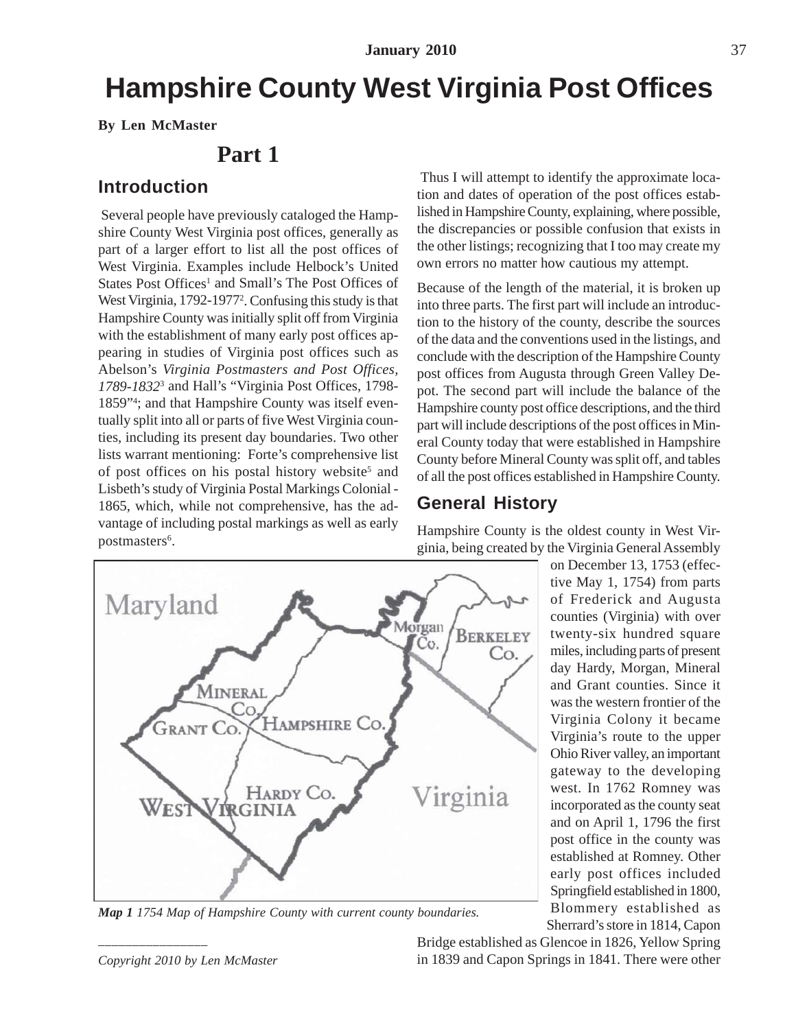# Hampshire County West Virginia Post Offices

**By Len McMaster**

## Part 1

### Introduction

Several people have previously cataloged the Hampshire County West Virginia post offices, generally as part of a larger effort to list all the post offices of West Virginia. Examples include Helbock's United States Post Offices[1] and Small's The Post Offices of West Virginia, 1792-1977[2]. Confusing this study is that Hampshire County was initially split off from Virginia with the establishment of many early post offices appearing in studies of Virginia post offices such as Abelson's *Virginia Postmasters and Post Offices, 1789-1832*[3] and Hall's "Virginia Post Offices, 1798-1859"[4]; and that Hampshire County was itself eventually split into all or parts of five West Virginia counties, including its present day boundaries. Two other lists warrant mentioning: Forte's comprehensive list of post offices on his postal history website[5] and Lisbeth's study of Virginia Postal Markings Colonial - 1865, which, while not comprehensive, has the advantage of including postal markings as well as early postmasters[6].

Thus I will attempt to identify the approximate location and dates of operation of the post offices established in Hampshire County, explaining, where possible, the discrepancies or possible confusion that exists in the other listings; recognizing that I too may create my own errors no matter how cautious my attempt.

Because of the length of the material, it is broken up into three parts. The first part will include an introduction to the history of the county, describe the sources of the data and the conventions used in the listings, and conclude with the description of the Hampshire County post offices from Augusta through Green Valley Depot. The second part will include the balance of the Hampshire county post office descriptions, and the third part will include descriptions of the post offices in Mineral County today that were established in Hampshire County before Mineral County was split off, and tables of all the post offices established in Hampshire County.

### General History

Hampshire County is the oldest county in West Virginia, being created by the Virginia General Assembly on December 13, 1753 (effective May 1, 1754) from parts of Frederick and Augusta counties (Virginia) with over twenty-six hundred square miles, including parts of present day Hardy, Morgan, Mineral and Grant counties. Since it was the western frontier of the Virginia Colony it became Virginia's route to the upper Ohio River valley, an important gateway to the developing west. In 1762 Romney was incorporated as the county seat and on April 1, 1796 the first post office in the county was established at Romney. Other early post offices included Springfield established in 1800, Blommery established as Sherrard's store in 1814, Capon Bridge established as Glencoe in 1826, Yellow Spring in 1839 and Capon Springs in 1841. There were other

*Map 1 1754 Map of Hampshire County with current county boundaries.*

*Copyright 2010 by Len McMaster*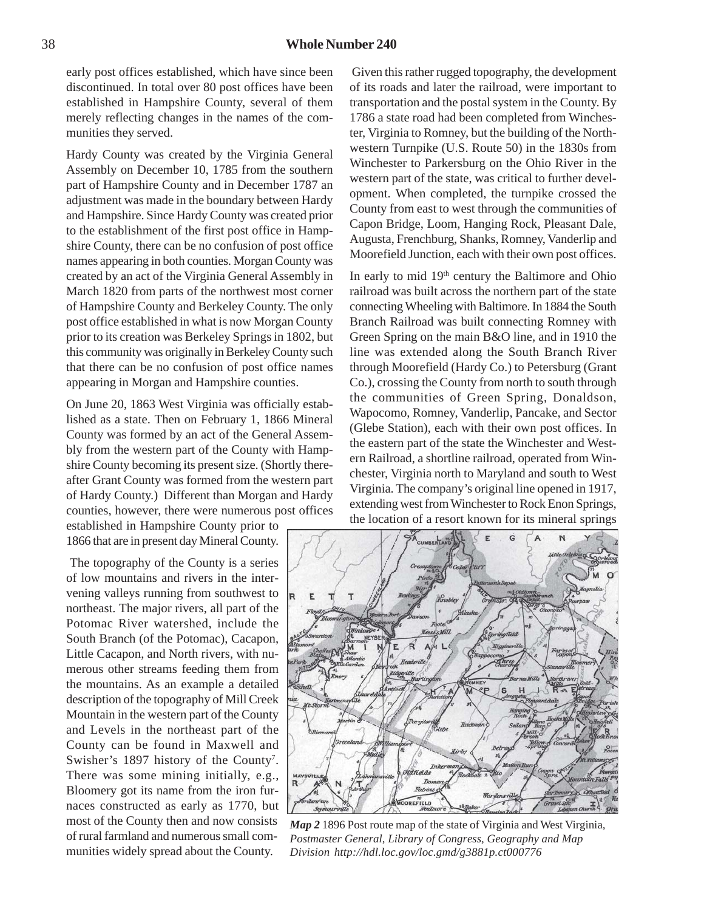early post offices established, which have since been discontinued. In total over 80 post offices have been established in Hampshire County, several of them merely reflecting changes in the names of the communities they served.

Hardy County was created by the Virginia General Assembly on December 10, 1785 from the southern part of Hampshire County and in December 1787 an adjustment was made in the boundary between Hardy and Hampshire. Since Hardy County was created prior to the establishment of the first post office in Hampshire County, there can be no confusion of post office names appearing in both counties. Morgan County was created by an act of the Virginia General Assembly in March 1820 from parts of the northwest most corner of Hampshire County and Berkeley County. The only post office established in what is now Morgan County prior to its creation was Berkeley Springs in 1802, but this community was originally in Berkeley County such that there can be no confusion of post office names appearing in Morgan and Hampshire counties.

On June 20, 1863 West Virginia was officially established as a state. Then on February 1, 1866 Mineral County was formed by an act of the General Assembly from the western part of the County with Hampshire County becoming its present size. (Shortly thereafter Grant County was formed from the western part of Hardy County.) Different than Morgan and Hardy counties, however, there were numerous post offices established in Hampshire County prior to 1866 that are in present day Mineral County.

The topography of the County is a series of low mountains and rivers in the intervening valleys running from southwest to northeast. The major rivers, all part of the Potomac River watershed, include the South Branch (of the Potomac), Cacapon, Little Cacapon, and North rivers, with numerous other streams feeding them from the mountains. As an example a detailed description of the topography of Mill Creek Mountain in the western part of the County and Levels in the northeast part of the County can be found in Maxwell and Swisher's 1897 history of the County[7]. There was some mining initially, e.g., Bloomery got its name from the iron furnaces constructed as early as 1770, but most of the County then and now consists of rural farmland and numerous small communities widely spread about the County.

Given this rather rugged topography, the development of its roads and later the railroad, were important to transportation and the postal system in the County. By 1786 a state road had been completed from Winchester, Virginia to Romney, but the building of the Northwestern Turnpike (U.S. Route 50) in the 1830s from Winchester to Parkersburg on the Ohio River in the western part of the state, was critical to further development. When completed, the turnpike crossed the County from east to west through the communities of Capon Bridge, Loom, Hanging Rock, Pleasant Dale, Augusta, Frenchburg, Shanks, Romney, Vanderlip and Moorefield Junction, each with their own post offices.

In early to mid 19th century the Baltimore and Ohio railroad was built across the northern part of the state connecting Wheeling with Baltimore. In 1884 the South Branch Railroad was built connecting Romney with Green Spring on the main B&O line, and in 1910 the line was extended along the South Branch River through Moorefield (Hardy Co.) to Petersburg (Grant Co.), crossing the County from north to south through the communities of Green Spring, Donaldson, Wapocomo, Romney, Vanderlip, Pancake, and Sector (Glebe Station), each with their own post offices. In the eastern part of the state the Winchester and Western Railroad, a shortline railroad, operated from Winchester, Virginia north to Maryland and south to West Virginia. The company's original line opened in 1917, extending west from Winchester to Rock Enon Springs, the location of a resort known for its mineral springs

***Map 2*** 1896 Post route map of the state of Virginia and West Virginia, *Postmaster General, Library of Congress, Geography and Map Division http://hdl.loc.gov/loc.gmd/g3881p.ct000776*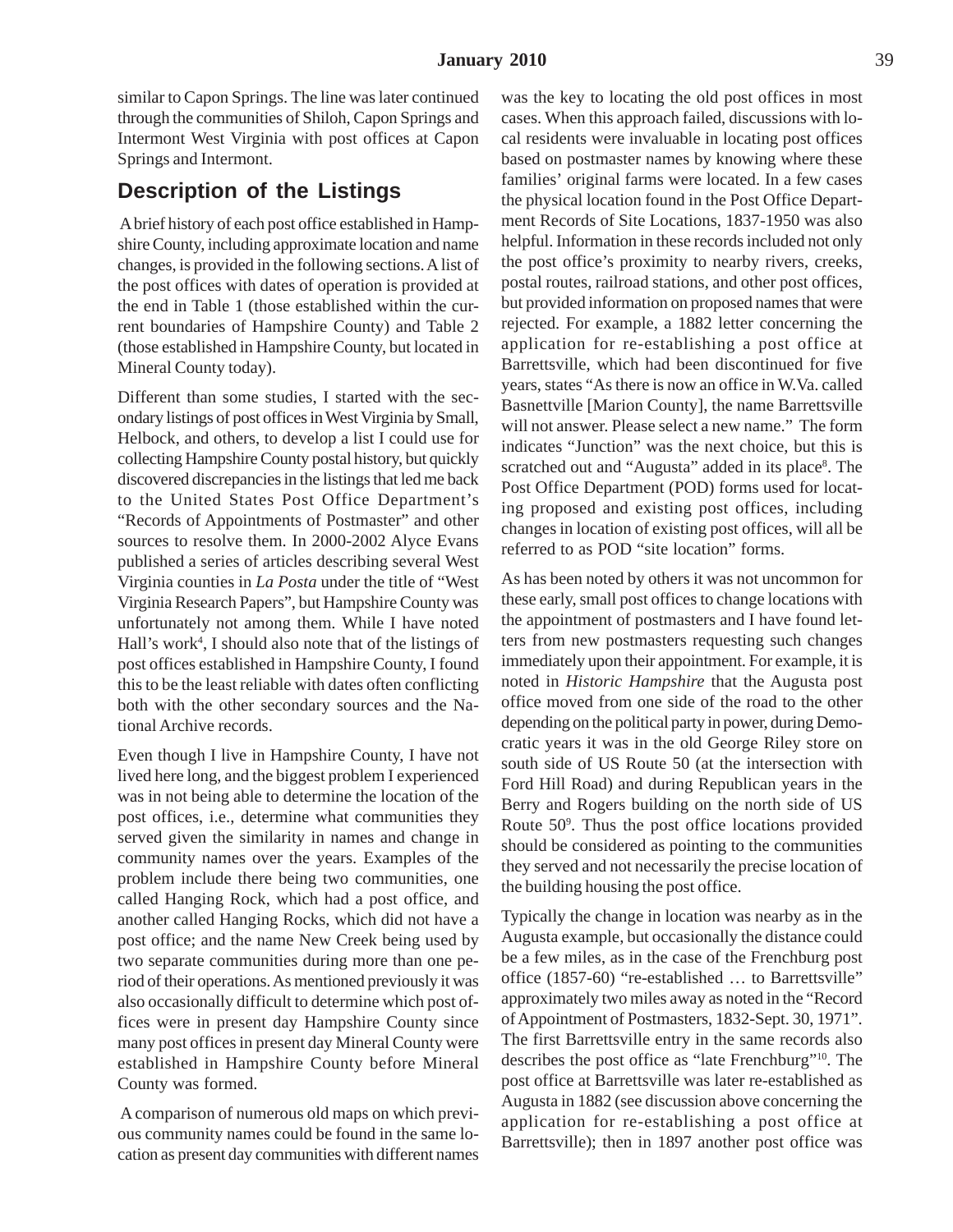similar to Capon Springs. The line was later continued through the communities of Shiloh, Capon Springs and Intermont West Virginia with post offices at Capon Springs and Intermont.

## Description of the Listings

A brief history of each post office established in Hampshire County, including approximate location and name changes, is provided in the following sections. A list of the post offices with dates of operation is provided at the end in Table 1 (those established within the current boundaries of Hampshire County) and Table 2 (those established in Hampshire County, but located in Mineral County today).

Different than some studies, I started with the secondary listings of post offices in West Virginia by Small, Helbock, and others, to develop a list I could use for collecting Hampshire County postal history, but quickly discovered discrepancies in the listings that led me back to the United States Post Office Department's "Records of Appointments of Postmaster" and other sources to resolve them. In 2000-2002 Alyce Evans published a series of articles describing several West Virginia counties in *La Posta* under the title of "West Virginia Research Papers", but Hampshire County was unfortunately not among them. While I have noted Hall's work[4], I should also note that of the listings of post offices established in Hampshire County, I found this to be the least reliable with dates often conflicting both with the other secondary sources and the National Archive records.

Even though I live in Hampshire County, I have not lived here long, and the biggest problem I experienced was in not being able to determine the location of the post offices, i.e., determine what communities they served given the similarity in names and change in community names over the years. Examples of the problem include there being two communities, one called Hanging Rock, which had a post office, and another called Hanging Rocks, which did not have a post office; and the name New Creek being used by two separate communities during more than one period of their operations. As mentioned previously it was also occasionally difficult to determine which post offices were in present day Hampshire County since many post offices in present day Mineral County were established in Hampshire County before Mineral County was formed.

A comparison of numerous old maps on which previous community names could be found in the same location as present day communities with different names was the key to locating the old post offices in most cases. When this approach failed, discussions with local residents were invaluable in locating post offices based on postmaster names by knowing where these families' original farms were located. In a few cases the physical location found in the Post Office Department Records of Site Locations, 1837-1950 was also helpful. Information in these records included not only the post office's proximity to nearby rivers, creeks, postal routes, railroad stations, and other post offices, but provided information on proposed names that were rejected. For example, a 1882 letter concerning the application for re-establishing a post office at Barrettsville, which had been discontinued for five years, states "As there is now an office in W.Va. called Basnettville [Marion County], the name Barrettsville will not answer. Please select a new name." The form indicates "Junction" was the next choice, but this is scratched out and "Augusta" added in its place[8]. The Post Office Department (POD) forms used for locating proposed and existing post offices, including changes in location of existing post offices, will all be referred to as POD "site location" forms.

As has been noted by others it was not uncommon for these early, small post offices to change locations with the appointment of postmasters and I have found letters from new postmasters requesting such changes immediately upon their appointment. For example, it is noted in *Historic Hampshire* that the Augusta post office moved from one side of the road to the other depending on the political party in power, during Democratic years it was in the old George Riley store on south side of US Route 50 (at the intersection with Ford Hill Road) and during Republican years in the Berry and Rogers building on the north side of US Route 50[9]. Thus the post office locations provided should be considered as pointing to the communities they served and not necessarily the precise location of the building housing the post office.

Typically the change in location was nearby as in the Augusta example, but occasionally the distance could be a few miles, as in the case of the Frenchburg post office (1857-60) "re-established … to Barrettsville" approximately two miles away as noted in the "Record of Appointment of Postmasters, 1832-Sept. 30, 1971". The first Barrettsville entry in the same records also describes the post office as "late Frenchburg"[10]. The post office at Barrettsville was later re-established as Augusta in 1882 (see discussion above concerning the application for re-establishing a post office at Barrettsville); then in 1897 another post office was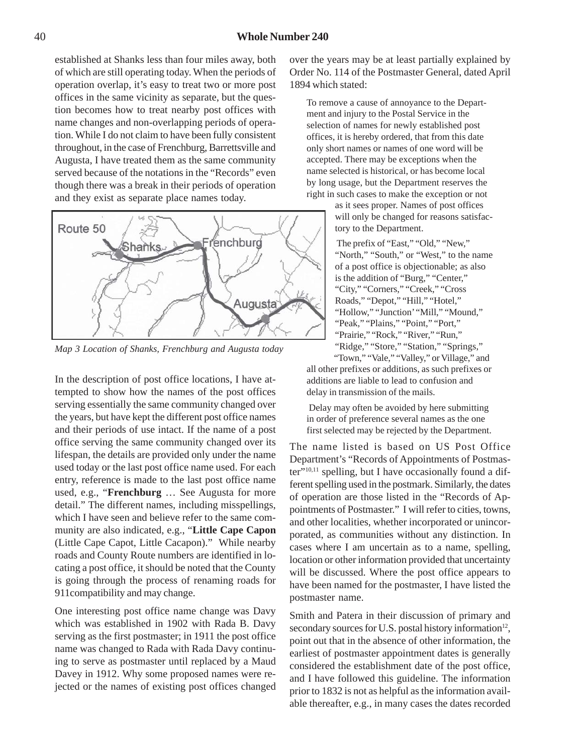established at Shanks less than four miles away, both of which are still operating today. When the periods of operation overlap, it's easy to treat two or more post offices in the same vicinity as separate, but the question becomes how to treat nearby post offices with name changes and non-overlapping periods of operation. While I do not claim to have been fully consistent throughout, in the case of Frenchburg, Barrettsville and Augusta, I have treated them as the same community served because of the notations in the "Records" even though there was a break in their periods of operation and they exist as separate place names today.

*Map 3 Location of Shanks, Frenchburg and Augusta today*

In the description of post office locations, I have attempted to show how the names of the post offices serving essentially the same community changed over the years, but have kept the different post office names and their periods of use intact. If the name of a post office serving the same community changed over its lifespan, the details are provided only under the name used today or the last post office name used. For each entry, reference is made to the last post office name used, e.g., "**Frenchburg** … See Augusta for more detail." The different names, including misspellings, which I have seen and believe refer to the same community are also indicated, e.g., "**Little Cape Capon** (Little Cape Capot, Little Cacapon)." While nearby roads and County Route numbers are identified in locating a post office, it should be noted that the County is going through the process of renaming roads for 911compatibility and may change.

One interesting post office name change was Davy which was established in 1902 with Rada B. Davy serving as the first postmaster; in 1911 the post office name was changed to Rada with Rada Davy continuing to serve as postmaster until replaced by a Maud Davey in 1912. Why some proposed names were rejected or the names of existing post offices changed over the years may be at least partially explained by Order No. 114 of the Postmaster General, dated April 1894 which stated:

> To remove a cause of annoyance to the Department and injury to the Postal Service in the selection of names for newly established post offices, it is hereby ordered, that from this date only short names or names of one word will be accepted. There may be exceptions when the name selected is historical, or has become local by long usage, but the Department reserves the right in such cases to make the exception or not as it sees proper. Names of post offices will only be changed for reasons satisfactory to the Department.
>
> The prefix of "East," "Old," "New," "North," "South," or "West," to the name of a post office is objectionable; as also is the addition of "Burg," "Center," "City," "Corners," "Creek," "Cross Roads," "Depot," "Hill," "Hotel," "Hollow," "Junction' "Mill," "Mound," "Peak," "Plains," "Point," "Port," "Prairie," "Rock," "River," "Run," "Ridge," "Store," "Station," "Springs," "Town," "Vale," "Valley," or Village," and all other prefixes or additions, as such prefixes or additions are liable to lead to confusion and delay in transmission of the mails.
>
> Delay may often be avoided by here submitting in order of preference several names as the one first selected may be rejected by the Department.

The name listed is based on US Post Office Department's "Records of Appointments of Postmaster"[10,11] spelling, but I have occasionally found a different spelling used in the postmark. Similarly, the dates of operation are those listed in the "Records of Appointments of Postmaster." I will refer to cities, towns, and other localities, whether incorporated or unincorporated, as communities without any distinction. In cases where I am uncertain as to a name, spelling, location or other information provided that uncertainty will be discussed. Where the post office appears to have been named for the postmaster, I have listed the postmaster name.

Smith and Patera in their discussion of primary and secondary sources for U.S. postal history information[12], point out that in the absence of other information, the earliest of postmaster appointment dates is generally considered the establishment date of the post office, and I have followed this guideline. The information prior to 1832 is not as helpful as the information available thereafter, e.g., in many cases the dates recorded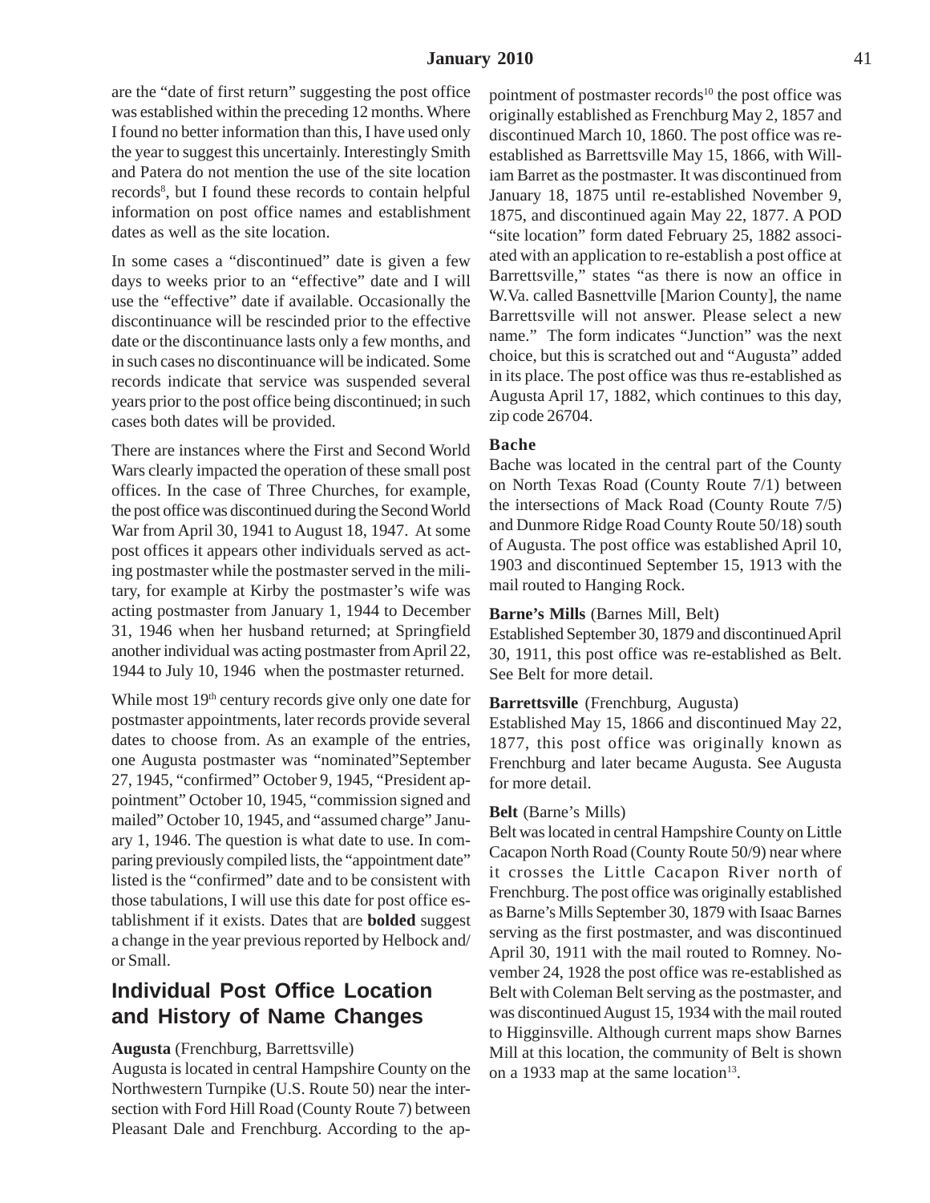are the "date of first return" suggesting the post office was established within the preceding 12 months. Where I found no better information than this, I have used only the year to suggest this uncertainly. Interestingly Smith and Patera do not mention the use of the site location records[8], but I found these records to contain helpful information on post office names and establishment dates as well as the site location.

In some cases a "discontinued" date is given a few days to weeks prior to an "effective" date and I will use the "effective" date if available. Occasionally the discontinuance will be rescinded prior to the effective date or the discontinuance lasts only a few months, and in such cases no discontinuance will be indicated. Some records indicate that service was suspended several years prior to the post office being discontinued; in such cases both dates will be provided.

There are instances where the First and Second World Wars clearly impacted the operation of these small post offices. In the case of Three Churches, for example, the post office was discontinued during the Second World War from April 30, 1941 to August 18, 1947. At some post offices it appears other individuals served as acting postmaster while the postmaster served in the military, for example at Kirby the postmaster's wife was acting postmaster from January 1, 1944 to December 31, 1946 when her husband returned; at Springfield another individual was acting postmaster from April 22, 1944 to July 10, 1946 when the postmaster returned.

While most 19th century records give only one date for postmaster appointments, later records provide several dates to choose from. As an example of the entries, one Augusta postmaster was "nominated"September 27, 1945, "confirmed" October 9, 1945, "President appointment" October 10, 1945, "commission signed and mailed" October 10, 1945, and "assumed charge" January 1, 1946. The question is what date to use. In comparing previously compiled lists, the "appointment date" listed is the "confirmed" date and to be consistent with those tabulations, I will use this date for post office establishment if it exists. Dates that are **bolded** suggest a change in the year previous reported by Helbock and/or Small.

## Individual Post Office Location and History of Name Changes

**Augusta** (Frenchburg, Barrettsville)
Augusta is located in central Hampshire County on the Northwestern Turnpike (U.S. Route 50) near the intersection with Ford Hill Road (County Route 7) between Pleasant Dale and Frenchburg. According to the appointment of postmaster records[10] the post office was originally established as Frenchburg May 2, 1857 and discontinued March 10, 1860. The post office was re-established as Barrettsville May 15, 1866, with William Barret as the postmaster. It was discontinued from January 18, 1875 until re-established November 9, 1875, and discontinued again May 22, 1877. A POD "site location" form dated February 25, 1882 associated with an application to re-establish a post office at Barrettsville," states "as there is now an office in W.Va. called Basnettville [Marion County], the name Barrettsville will not answer. Please select a new name." The form indicates "Junction" was the next choice, but this is scratched out and "Augusta" added in its place. The post office was thus re-established as Augusta April 17, 1882, which continues to this day, zip code 26704.

**Bache**
Bache was located in the central part of the County on North Texas Road (County Route 7/1) between the intersections of Mack Road (County Route 7/5) and Dunmore Ridge Road County Route 50/18) south of Augusta. The post office was established April 10, 1903 and discontinued September 15, 1913 with the mail routed to Hanging Rock.

**Barne's Mills** (Barnes Mill, Belt)
Established September 30, 1879 and discontinued April 30, 1911, this post office was re-established as Belt. See Belt for more detail.

**Barrettsville** (Frenchburg, Augusta)
Established May 15, 1866 and discontinued May 22, 1877, this post office was originally known as Frenchburg and later became Augusta. See Augusta for more detail.

**Belt** (Barne's Mills)
Belt was located in central Hampshire County on Little Cacapon North Road (County Route 50/9) near where it crosses the Little Cacapon River north of Frenchburg. The post office was originally established as Barne's Mills September 30, 1879 with Isaac Barnes serving as the first postmaster, and was discontinued April 30, 1911 with the mail routed to Romney. November 24, 1928 the post office was re-established as Belt with Coleman Belt serving as the postmaster, and was discontinued August 15, 1934 with the mail routed to Higginsville. Although current maps show Barnes Mill at this location, the community of Belt is shown on a 1933 map at the same location[13].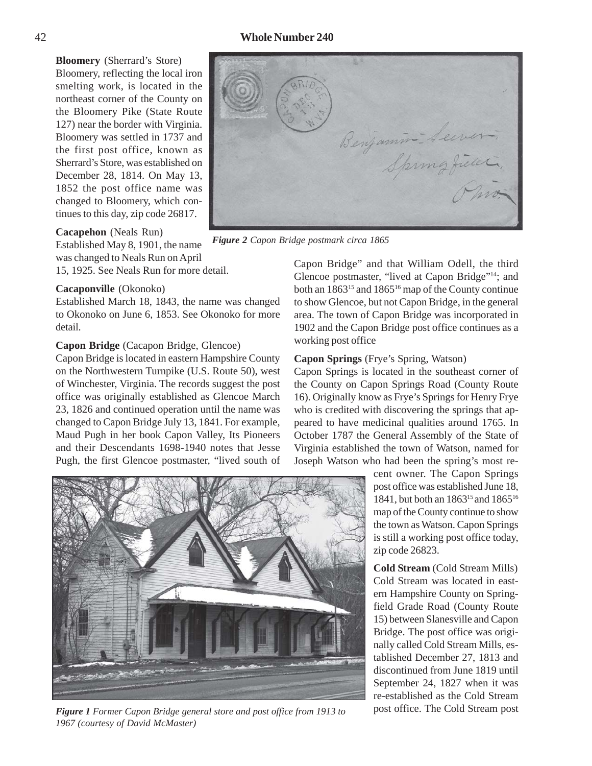**Bloomery** (Sherrard's Store)

Bloomery, reflecting the local iron smelting work, is located in the northeast corner of the County on the Bloomery Pike (State Route 127) near the border with Virginia. Bloomery was settled in 1737 and the first post office, known as Sherrard's Store, was established on December 28, 1814. On May 13, 1852 the post office name was changed to Bloomery, which continues to this day, zip code 26817.

**Cacapehon** (Neals Run)

Established May 8, 1901, the name was changed to Neals Run on April 15, 1925. See Neals Run for more detail.

**Cacaponville** (Okonoko)

Established March 18, 1843, the name was changed to Okonoko on June 6, 1853. See Okonoko for more detail.

**Capon Bridge** (Cacapon Bridge, Glencoe)

Capon Bridge is located in eastern Hampshire County on the Northwestern Turnpike (U.S. Route 50), west of Winchester, Virginia. The records suggest the post office was originally established as Glencoe March 23, 1826 and continued operation until the name was changed to Capon Bridge July 13, 1841. For example, Maud Pugh in her book Capon Valley, Its Pioneers and their Descendants 1698-1940 notes that Jesse Pugh, the first Glencoe postmaster, "lived south of Capon Bridge" and that William Odell, the third Glencoe postmaster, "lived at Capon Bridge"[14]; and both an 1863[15] and 1865[16] map of the County continue to show Glencoe, but not Capon Bridge, in the general area. The town of Capon Bridge was incorporated in 1902 and the Capon Bridge post office continues as a working post office

*Figure 2 Capon Bridge postmark circa 1865*

**Capon Springs** (Frye's Spring, Watson)

Capon Springs is located in the southeast corner of the County on Capon Springs Road (County Route 16). Originally know as Frye's Springs for Henry Frye who is credited with discovering the springs that appeared to have medicinal qualities around 1765. In October 1787 the General Assembly of the State of Virginia established the town of Watson, named for Joseph Watson who had been the spring's most recent owner. The Capon Springs post office was established June 18, 1841, but both an 1863[15] and 1865[16] map of the County continue to show the town as Watson. Capon Springs is still a working post office today, zip code 26823.

*Figure 1 Former Capon Bridge general store and post office from 1913 to 1967 (courtesy of David McMaster)*

**Cold Stream** (Cold Stream Mills)

Cold Stream was located in eastern Hampshire County on Springfield Grade Road (County Route 15) between Slanesville and Capon Bridge. The post office was originally called Cold Stream Mills, established December 27, 1813 and discontinued from June 1819 until September 24, 1827 when it was re-established as the Cold Stream post office. The Cold Stream post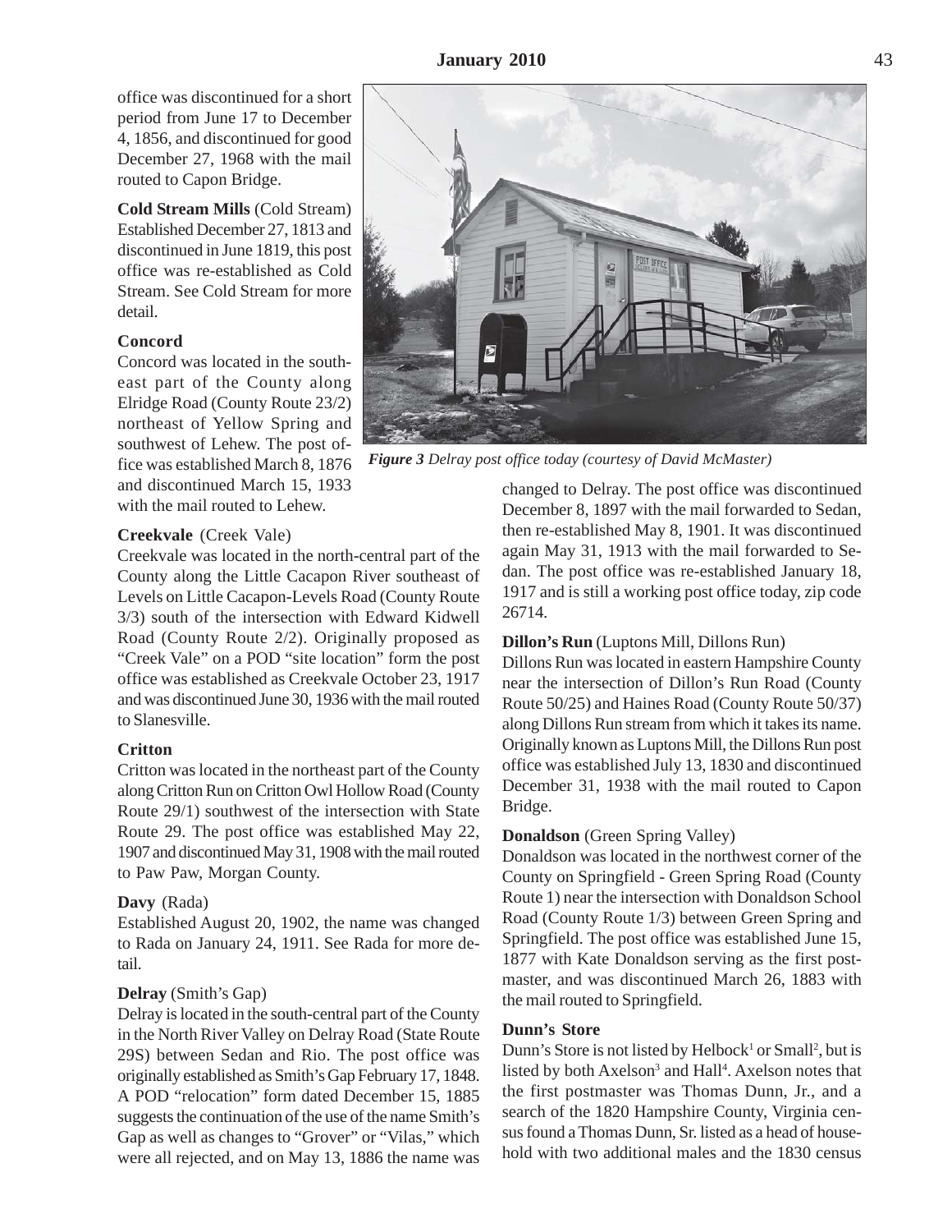office was discontinued for a short period from June 17 to December 4, 1856, and discontinued for good December 27, 1968 with the mail routed to Capon Bridge.

**Cold Stream Mills** (Cold Stream)
Established December 27, 1813 and discontinued in June 1819, this post office was re-established as Cold Stream. See Cold Stream for more detail.

**Concord**
Concord was located in the southeast part of the County along Elridge Road (County Route 23/2) northeast of Yellow Spring and southwest of Lehew. The post office was established March 8, 1876 and discontinued March 15, 1933 with the mail routed to Lehew.

**Creekvale** (Creek Vale)
Creekvale was located in the north-central part of the County along the Little Cacapon River southeast of Levels on Little Cacapon-Levels Road (County Route 3/3) south of the intersection with Edward Kidwell Road (County Route 2/2). Originally proposed as "Creek Vale" on a POD "site location" form the post office was established as Creekvale October 23, 1917 and was discontinued June 30, 1936 with the mail routed to Slanesville.

**Critton**
Critton was located in the northeast part of the County along Critton Run on Critton Owl Hollow Road (County Route 29/1) southwest of the intersection with State Route 29. The post office was established May 22, 1907 and discontinued May 31, 1908 with the mail routed to Paw Paw, Morgan County.

**Davy** (Rada)
Established August 20, 1902, the name was changed to Rada on January 24, 1911. See Rada for more detail.

**Delray** (Smith's Gap)
Delray is located in the south-central part of the County in the North River Valley on Delray Road (State Route 29S) between Sedan and Rio. The post office was originally established as Smith's Gap February 17, 1848. A POD "relocation" form dated December 15, 1885 suggests the continuation of the use of the name Smith's Gap as well as changes to "Grover" or "Vilas," which were all rejected, and on May 13, 1886 the name was changed to Delray. The post office was discontinued December 8, 1897 with the mail forwarded to Sedan, then re-established May 8, 1901. It was discontinued again May 31, 1913 with the mail forwarded to Sedan. The post office was re-established January 18, 1917 and is still a working post office today, zip code 26714.

*Figure 3 Delray post office today (courtesy of David McMaster)*

**Dillon's Run** (Luptons Mill, Dillons Run)
Dillons Run was located in eastern Hampshire County near the intersection of Dillon's Run Road (County Route 50/25) and Haines Road (County Route 50/37) along Dillons Run stream from which it takes its name. Originally known as Luptons Mill, the Dillons Run post office was established July 13, 1830 and discontinued December 31, 1938 with the mail routed to Capon Bridge.

**Donaldson** (Green Spring Valley)
Donaldson was located in the northwest corner of the County on Springfield - Green Spring Road (County Route 1) near the intersection with Donaldson School Road (County Route 1/3) between Green Spring and Springfield. The post office was established June 15, 1877 with Kate Donaldson serving as the first postmaster, and was discontinued March 26, 1883 with the mail routed to Springfield.

**Dunn's Store**
Dunn's Store is not listed by Helbock[1] or Small[2], but is listed by both Axelson[3] and Hall[4]. Axelson notes that the first postmaster was Thomas Dunn, Jr., and a search of the 1820 Hampshire County, Virginia census found a Thomas Dunn, Sr. listed as a head of household with two additional males and the 1830 census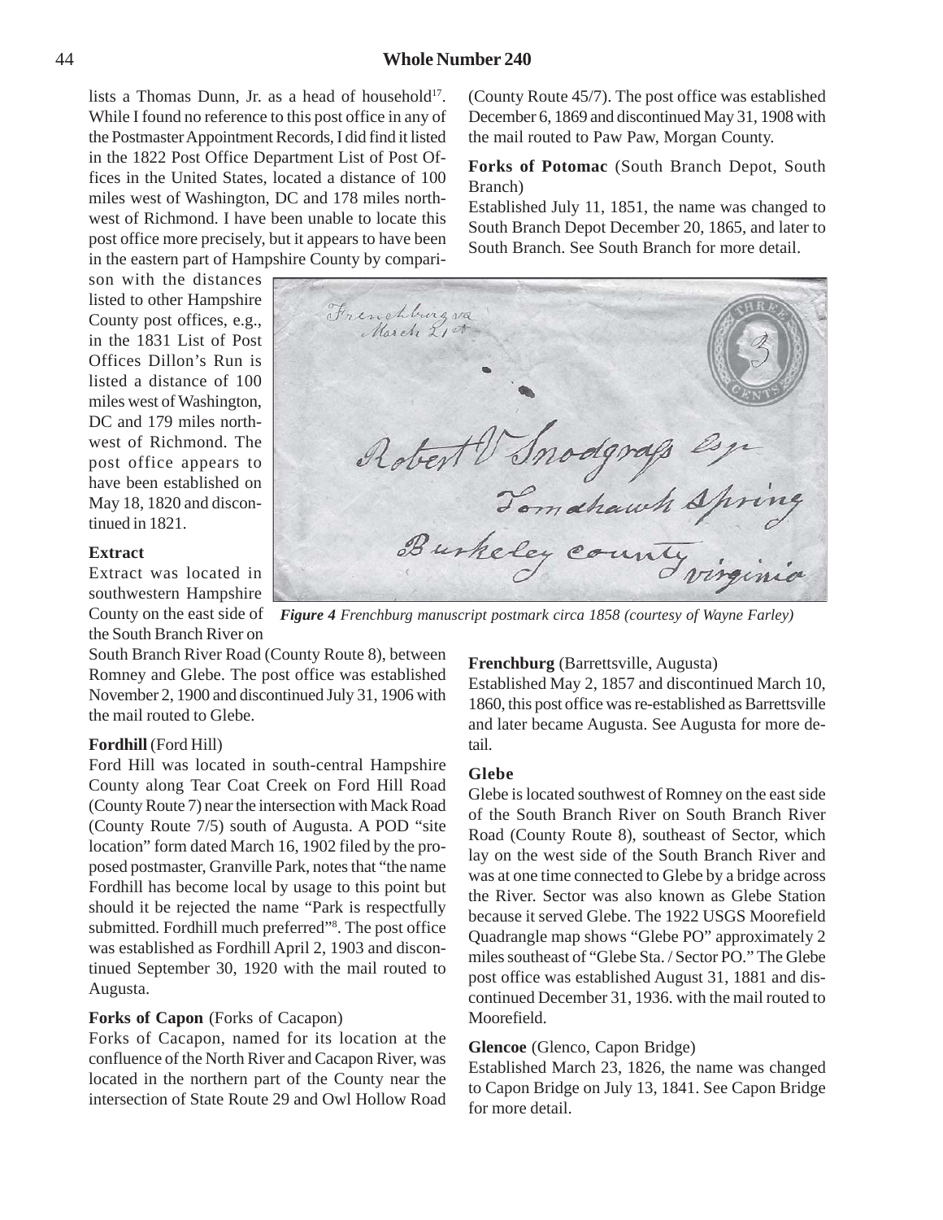lists a Thomas Dunn, Jr. as a head of household[17]. While I found no reference to this post office in any of the Postmaster Appointment Records, I did find it listed in the 1822 Post Office Department List of Post Offices in the United States, located a distance of 100 miles west of Washington, DC and 178 miles northwest of Richmond. I have been unable to locate this post office more precisely, but it appears to have been in the eastern part of Hampshire County by comparison with the distances listed to other Hampshire County post offices, e.g., in the 1831 List of Post Offices Dillon's Run is listed a distance of 100 miles west of Washington, DC and 179 miles northwest of Richmond. The post office appears to have been established on May 18, 1820 and discontinued in 1821.

**Extract**

Extract was located in southwestern Hampshire County on the east side of the South Branch River on South Branch River Road (County Route 8), between Romney and Glebe. The post office was established November 2, 1900 and discontinued July 31, 1906 with the mail routed to Glebe.

**Fordhill** (Ford Hill)

Ford Hill was located in south-central Hampshire County along Tear Coat Creek on Ford Hill Road (County Route 7) near the intersection with Mack Road (County Route 7/5) south of Augusta. A POD "site location" form dated March 16, 1902 filed by the proposed postmaster, Granville Park, notes that "the name Fordhill has become local by usage to this point but should it be rejected the name "Park is respectfully submitted. Fordhill much preferred"[8]. The post office was established as Fordhill April 2, 1903 and discontinued September 30, 1920 with the mail routed to Augusta.

**Forks of Capon** (Forks of Cacapon)

Forks of Cacapon, named for its location at the confluence of the North River and Cacapon River, was located in the northern part of the County near the intersection of State Route 29 and Owl Hollow Road (County Route 45/7). The post office was established December 6, 1869 and discontinued May 31, 1908 with the mail routed to Paw Paw, Morgan County.

**Forks of Potomac** (South Branch Depot, South Branch)

Established July 11, 1851, the name was changed to South Branch Depot December 20, 1865, and later to South Branch. See South Branch for more detail.

*Figure 4 Frenchburg manuscript postmark circa 1858 (courtesy of Wayne Farley)*

**Frenchburg** (Barrettsville, Augusta)

Established May 2, 1857 and discontinued March 10, 1860, this post office was re-established as Barrettsville and later became Augusta. See Augusta for more detail.

**Glebe**

Glebe is located southwest of Romney on the east side of the South Branch River on South Branch River Road (County Route 8), southeast of Sector, which lay on the west side of the South Branch River and was at one time connected to Glebe by a bridge across the River. Sector was also known as Glebe Station because it served Glebe. The 1922 USGS Moorefield Quadrangle map shows "Glebe PO" approximately 2 miles southeast of "Glebe Sta. / Sector PO." The Glebe post office was established August 31, 1881 and discontinued December 31, 1936. with the mail routed to Moorefield.

**Glencoe** (Glenco, Capon Bridge)

Established March 23, 1826, the name was changed to Capon Bridge on July 13, 1841. See Capon Bridge for more detail.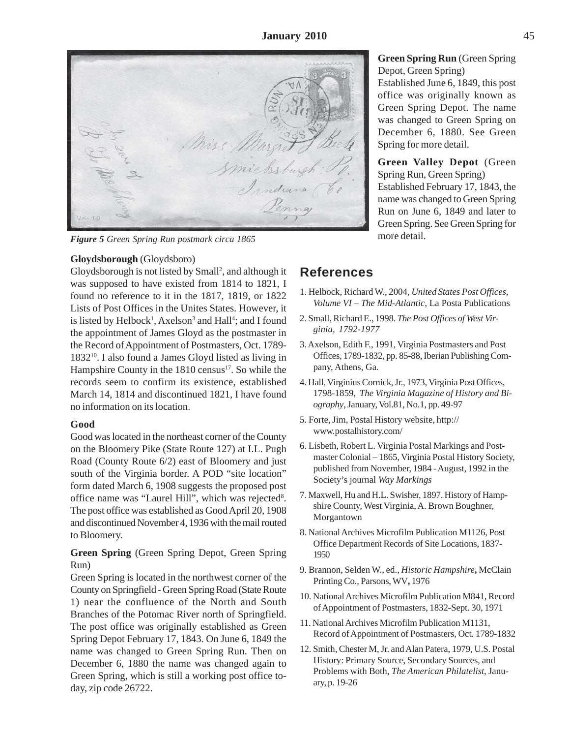*Figure 5 Green Spring Run postmark circa 1865*

**Gloydsborough** (Gloydsboro)

Gloydsborough is not listed by Small[2], and although it was supposed to have existed from 1814 to 1821, I found no reference to it in the 1817, 1819, or 1822 Lists of Post Offices in the Unites States. However, it is listed by Helbock[1], Axelson[3] and Hall[4]; and I found the appointment of James Gloyd as the postmaster in the Record of Appointment of Postmasters, Oct. 1789-1832[10]. I also found a James Gloyd listed as living in Hampshire County in the 1810 census[17]. So while the records seem to confirm its existence, established March 14, 1814 and discontinued 1821, I have found no information on its location.

**Good**

Good was located in the northeast corner of the County on the Bloomery Pike (State Route 127) at I.L. Pugh Road (County Route 6/2) east of Bloomery and just south of the Virginia border. A POD "site location" form dated March 6, 1908 suggests the proposed post office name was "Laurel Hill", which was rejected[8]. The post office was established as Good April 20, 1908 and discontinued November 4, 1936 with the mail routed to Bloomery.

**Green Spring** (Green Spring Depot, Green Spring Run)

Green Spring is located in the northwest corner of the County on Springfield - Green Spring Road (State Route 1) near the confluence of the North and South Branches of the Potomac River north of Springfield. The post office was originally established as Green Spring Depot February 17, 1843. On June 6, 1849 the name was changed to Green Spring Run. Then on December 6, 1880 the name was changed again to Green Spring, which is still a working post office today, zip code 26722.

**Green Spring Run** (Green Spring Depot, Green Spring)

Established June 6, 1849, this post office was originally known as Green Spring Depot. The name was changed to Green Spring on December 6, 1880. See Green Spring for more detail.

**Green Valley Depot** (Green Spring Run, Green Spring)

Established February 17, 1843, the name was changed to Green Spring Run on June 6, 1849 and later to Green Spring. See Green Spring for more detail.

## References

1. Helbock, Richard W., 2004, *United States Post Offices, Volume VI – The Mid-Atlantic*, La Posta Publications
2. Small, Richard E., 1998. *The Post Offices of West Virginia, 1792-1977*
3. Axelson, Edith F., 1991, Virginia Postmasters and Post Offices, 1789-1832, pp. 85-88, Iberian Publishing Company, Athens, Ga.
4. Hall, Virginius Cornick, Jr., 1973, Virginia Post Offices, 1798-1859, *The Virginia Magazine of History and Biography*, January, Vol.81, No.1, pp. 49-97
5. Forte, Jim, Postal History website, http://www.postalhistory.com/
6. Lisbeth, Robert L. Virginia Postal Markings and Postmaster Colonial – 1865, Virginia Postal History Society, published from November, 1984 - August, 1992 in the Society's journal *Way Markings*
7. Maxwell, Hu and H.L. Swisher, 1897. History of Hampshire County, West Virginia, A. Brown Boughner, Morgantown
8. National Archives Microfilm Publication M1126, Post Office Department Records of Site Locations, 1837-1950
9. Brannon, Selden W., ed., *Historic Hampshire***,** McClain Printing Co., Parsons, WV**,** 1976
10. National Archives Microfilm Publication M841, Record of Appointment of Postmasters, 1832-Sept. 30, 1971
11. National Archives Microfilm Publication M1131, Record of Appointment of Postmasters, Oct. 1789-1832
12. Smith, Chester M, Jr. and Alan Patera, 1979, U.S. Postal History: Primary Source, Secondary Sources, and Problems with Both, *The American Philatelist*, January, p. 19-26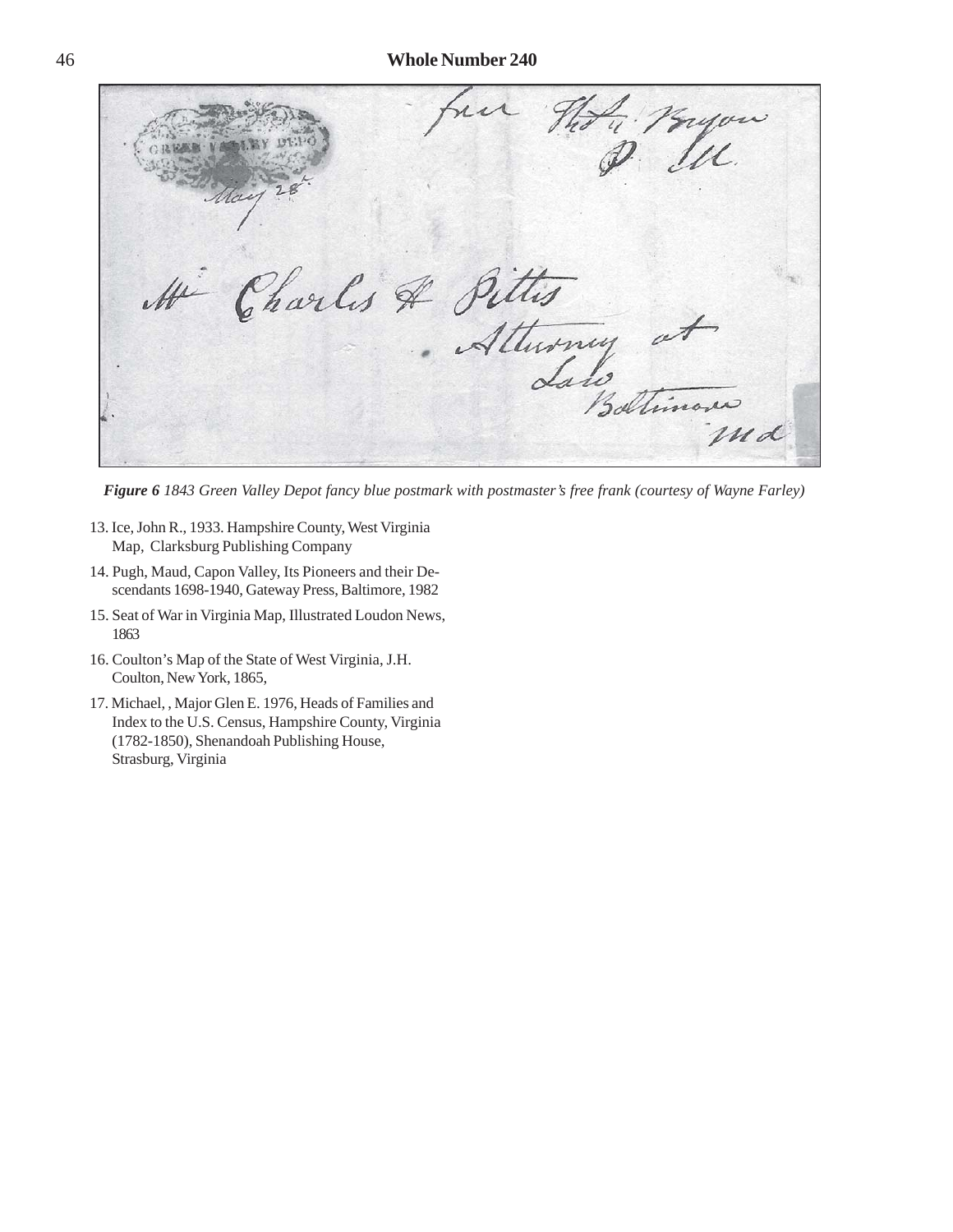*Figure 6* *1843 Green Valley Depot fancy blue postmark with postmaster's free frank (courtesy of Wayne Farley)*

13. Ice, John R., 1933. Hampshire County, West Virginia Map, Clarksburg Publishing Company
14. Pugh, Maud, Capon Valley, Its Pioneers and their Descendants 1698-1940, Gateway Press, Baltimore, 1982
15. Seat of War in Virginia Map, Illustrated Loudon News, 1863
16. Coulton's Map of the State of West Virginia, J.H. Coulton, New York, 1865,
17. Michael, , Major Glen E. 1976, Heads of Families and Index to the U.S. Census, Hampshire County, Virginia (1782-1850), Shenandoah Publishing House, Strasburg, Virginia